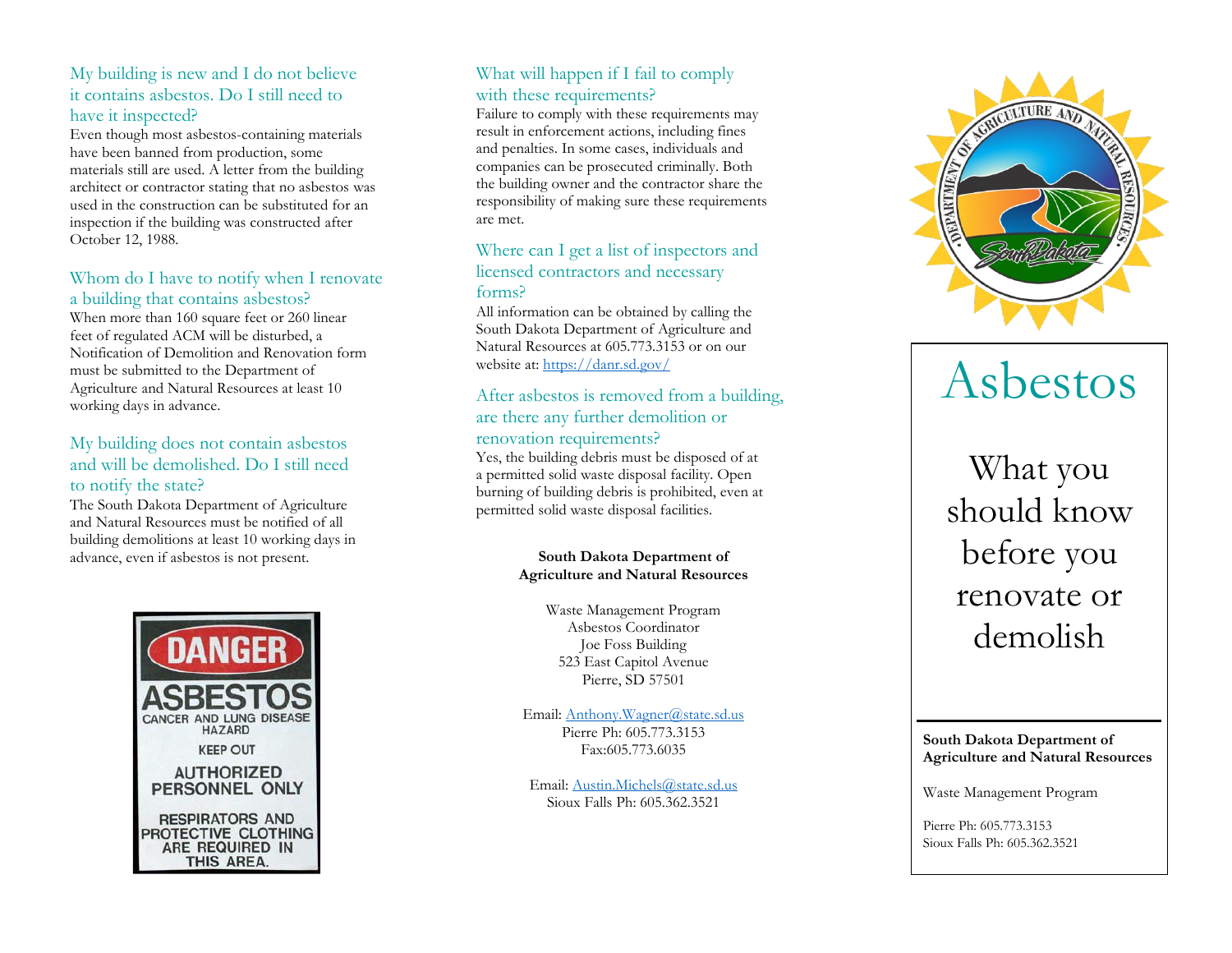## My building is new and I do not believe it contains asbestos. Do I still need to have it inspected?

Even though most asbestos-containing materials have been banned from production, some materials still are used. A letter from the building architect or contractor stating that no asbestos was used in the construction can be substituted for an inspection if the building was constructed after October 12, 1988.

## Whom do I have to notify when I renovate a building that contains asbestos?

When more than 160 square feet or 260 linear feet of regulated ACM will be disturbed, a Notification of Demolition and Renovation form must be submitted to the Department of Agriculture and Natural Resources at least 10 working days in advance.

## My building does not contain asbestos and will be demolished. Do I still need to notify the state?

The South Dakota Department of Agriculture and Natural Resources must be notified of all building demolitions at least 10 working days in advance, even if asbestos is not present.

DANGER
ASBESTOS
CANCER AND LUNG DISEASE HAZARD
KEEP OUT
AUTHORIZED PERSONNEL ONLY
RESPIRATORS AND PROTECTIVE CLOTHING ARE REQUIRED IN THIS AREA.

## What will happen if I fail to comply with these requirements?

Failure to comply with these requirements may result in enforcement actions, including fines and penalties. In some cases, individuals and companies can be prosecuted criminally. Both the building owner and the contractor share the responsibility of making sure these requirements are met.

## Where can I get a list of inspectors and licensed contractors and necessary forms?

All information can be obtained by calling the South Dakota Department of Agriculture and Natural Resources at 605.773.3153 or on our website at: https://danr.sd.gov/

## After asbestos is removed from a building, are there any further demolition or renovation requirements?

Yes, the building debris must be disposed of at a permitted solid waste disposal facility. Open burning of building debris is prohibited, even at permitted solid waste disposal facilities.

**South Dakota Department of Agriculture and Natural Resources**

Waste Management Program
Asbestos Coordinator
Joe Foss Building
523 East Capitol Avenue
Pierre, SD 57501

Email: Anthony.Wagner@state.sd.us
Pierre Ph: 605.773.3153
Fax:605.773.6035

Email: Austin.Michels@state.sd.us
Sioux Falls Ph: 605.362.3521

DEPARTMENT OF AGRICULTURE AND NATURAL RESOURCES
South Dakota

# Asbestos

## What you should know before you renovate or demolish

**South Dakota Department of Agriculture and Natural Resources**

Waste Management Program

Pierre Ph: 605.773.3153
Sioux Falls Ph: 605.362.3521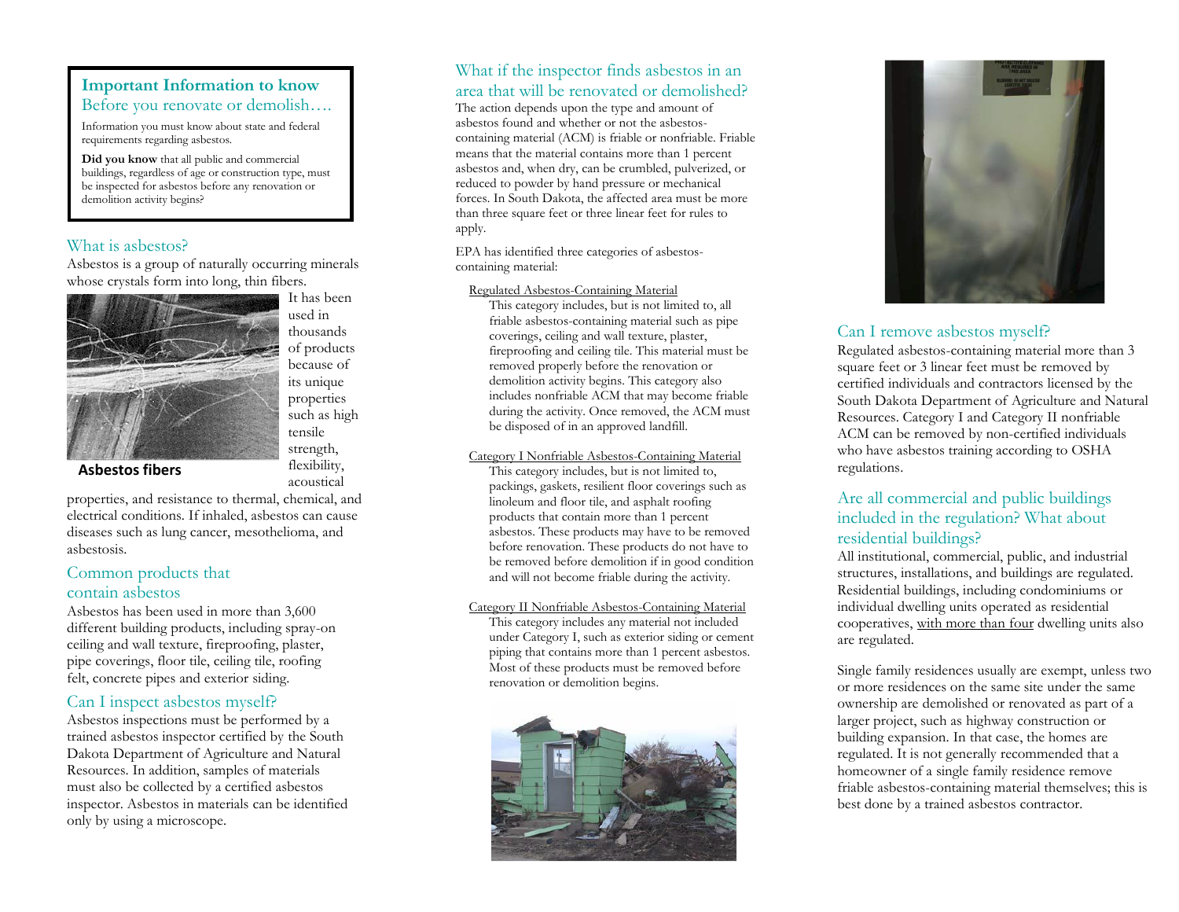**Important Information to know**
Before you renovate or demolish….

Information you must know about state and federal requirements regarding asbestos.

**Did you know** that all public and commercial buildings, regardless of age or construction type, must be inspected for asbestos before any renovation or demolition activity begins?

## What is asbestos?

Asbestos is a group of naturally occurring minerals whose crystals form into long, thin fibers.

**Asbestos fibers**

It has been used in thousands of products because of its unique properties such as high tensile strength, flexibility, acoustical properties, and resistance to thermal, chemical, and electrical conditions. If inhaled, asbestos can cause diseases such as lung cancer, mesothelioma, and asbestosis.

## Common products that contain asbestos

Asbestos has been used in more than 3,600 different building products, including spray-on ceiling and wall texture, fireproofing, plaster, pipe coverings, floor tile, ceiling tile, roofing felt, concrete pipes and exterior siding.

## Can I inspect asbestos myself?

Asbestos inspections must be performed by a trained asbestos inspector certified by the South Dakota Department of Agriculture and Natural Resources. In addition, samples of materials must also be collected by a certified asbestos inspector. Asbestos in materials can be identified only by using a microscope.

## What if the inspector finds asbestos in an area that will be renovated or demolished?

The action depends upon the type and amount of asbestos found and whether or not the asbestos-containing material (ACM) is friable or nonfriable. Friable means that the material contains more than 1 percent asbestos and, when dry, can be crumbled, pulverized, or reduced to powder by hand pressure or mechanical forces. In South Dakota, the affected area must be more than three square feet or three linear feet for rules to apply.

EPA has identified three categories of asbestos-containing material:

Regulated Asbestos-Containing Material

This category includes, but is not limited to, all friable asbestos-containing material such as pipe coverings, ceiling and wall texture, plaster, fireproofing and ceiling tile. This material must be removed properly before the renovation or demolition activity begins. This category also includes nonfriable ACM that may become friable during the activity. Once removed, the ACM must be disposed of in an approved landfill.

Category I Nonfriable Asbestos-Containing Material

This category includes, but is not limited to, packings, gaskets, resilient floor coverings such as linoleum and floor tile, and asphalt roofing products that contain more than 1 percent asbestos. These products may have to be removed before renovation. These products do not have to be removed before demolition if in good condition and will not become friable during the activity.

Category II Nonfriable Asbestos-Containing Material

This category includes any material not included under Category I, such as exterior siding or cement piping that contains more than 1 percent asbestos. Most of these products must be removed before renovation or demolition begins.

## Can I remove asbestos myself?

Regulated asbestos-containing material more than 3 square feet or 3 linear feet must be removed by certified individuals and contractors licensed by the South Dakota Department of Agriculture and Natural Resources. Category I and Category II nonfriable ACM can be removed by non-certified individuals who have asbestos training according to OSHA regulations.

## Are all commercial and public buildings included in the regulation? What about residential buildings?

All institutional, commercial, public, and industrial structures, installations, and buildings are regulated. Residential buildings, including condominiums or individual dwelling units operated as residential cooperatives, with more than four dwelling units also are regulated.

Single family residences usually are exempt, unless two or more residences on the same site under the same ownership are demolished or renovated as part of a larger project, such as highway construction or building expansion. In that case, the homes are regulated. It is not generally recommended that a homeowner of a single family residence remove friable asbestos-containing material themselves; this is best done by a trained asbestos contractor.